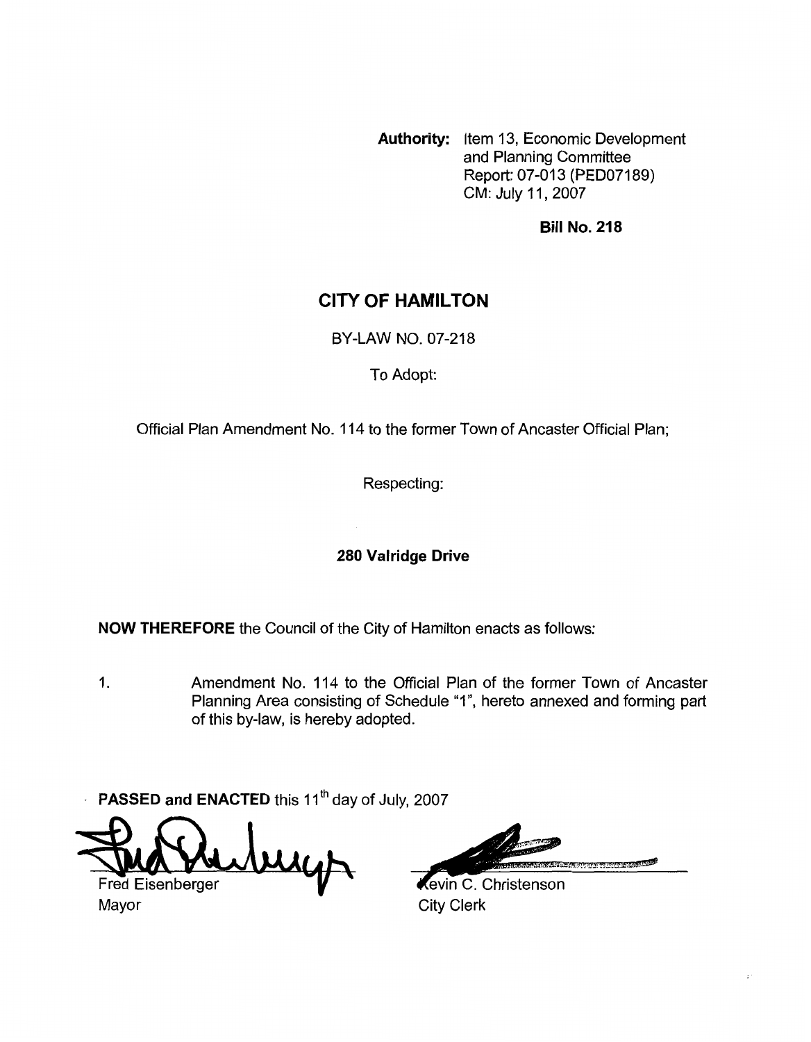**Authority:** Item 13, Economic Development and Planning Committee
Report: 07-013 (PED07189)
CM: July 11, 2007

**Bill No. 218**

# CITY OF HAMILTON

BY-LAW NO. 07-218

To Adopt:

Official Plan Amendment No. 114 to the former Town of Ancaster Official Plan;

Respecting:

**280 Valridge Drive**

**NOW THEREFORE** the Council of the City of Hamilton enacts as follows:

1. Amendment No. 114 to the Official Plan of the former Town of Ancaster Planning Area consisting of Schedule "1", hereto annexed and forming part of this by-law, is hereby adopted.

**PASSED and ENACTED** this 11th day of July, 2007

Fred Eisenberger
Mayor

Kevin C. Christenson
City Clerk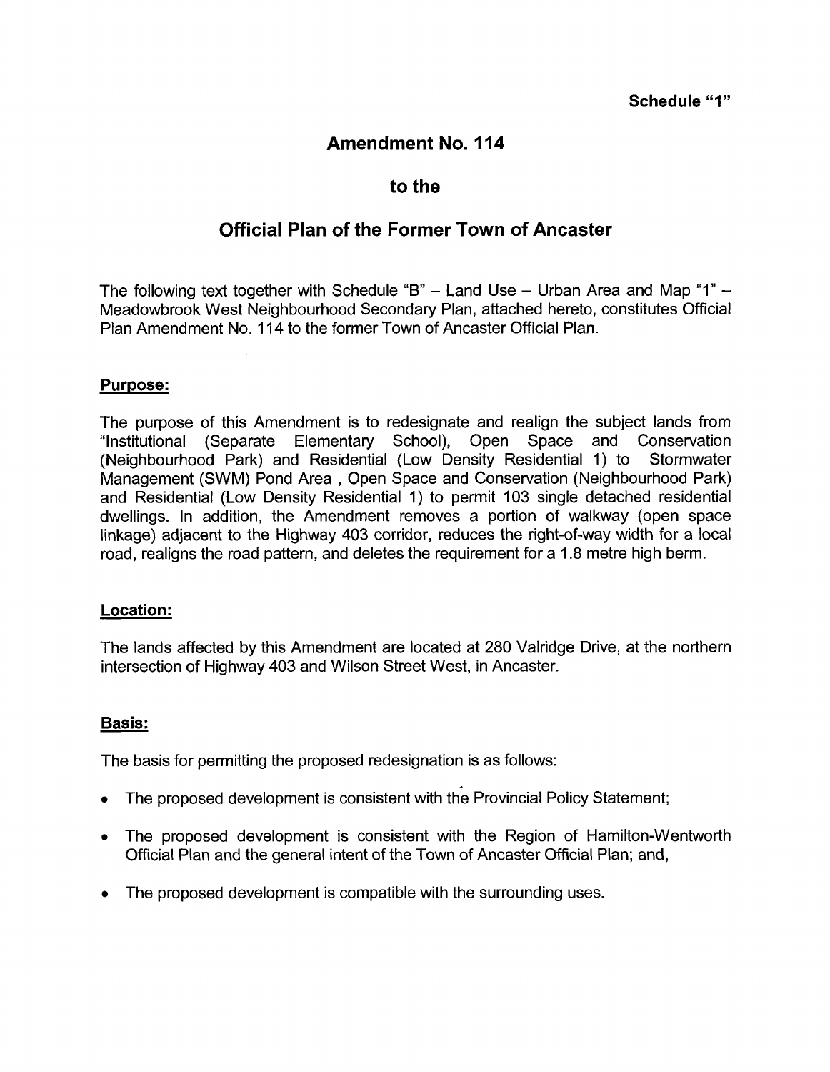**Schedule "1"**

# Amendment No. 114

## to the

## Official Plan of the Former Town of Ancaster

The following text together with Schedule "B" – Land Use – Urban Area and Map "1" – Meadowbrook West Neighbourhood Secondary Plan, attached hereto, constitutes Official Plan Amendment No. 114 to the former Town of Ancaster Official Plan.

### Purpose:

The purpose of this Amendment is to redesignate and realign the subject lands from "Institutional (Separate Elementary School), Open Space and Conservation (Neighbourhood Park) and Residential (Low Density Residential 1) to Stormwater Management (SWM) Pond Area , Open Space and Conservation (Neighbourhood Park) and Residential (Low Density Residential 1) to permit 103 single detached residential dwellings. In addition, the Amendment removes a portion of walkway (open space linkage) adjacent to the Highway 403 corridor, reduces the right-of-way width for a local road, realigns the road pattern, and deletes the requirement for a 1.8 metre high berm.

### Location:

The lands affected by this Amendment are located at 280 Valridge Drive, at the northern intersection of Highway 403 and Wilson Street West, in Ancaster.

### Basis:

The basis for permitting the proposed redesignation is as follows:

- The proposed development is consistent with the Provincial Policy Statement;
- The proposed development is consistent with the Region of Hamilton-Wentworth Official Plan and the general intent of the Town of Ancaster Official Plan; and,
- The proposed development is compatible with the surrounding uses.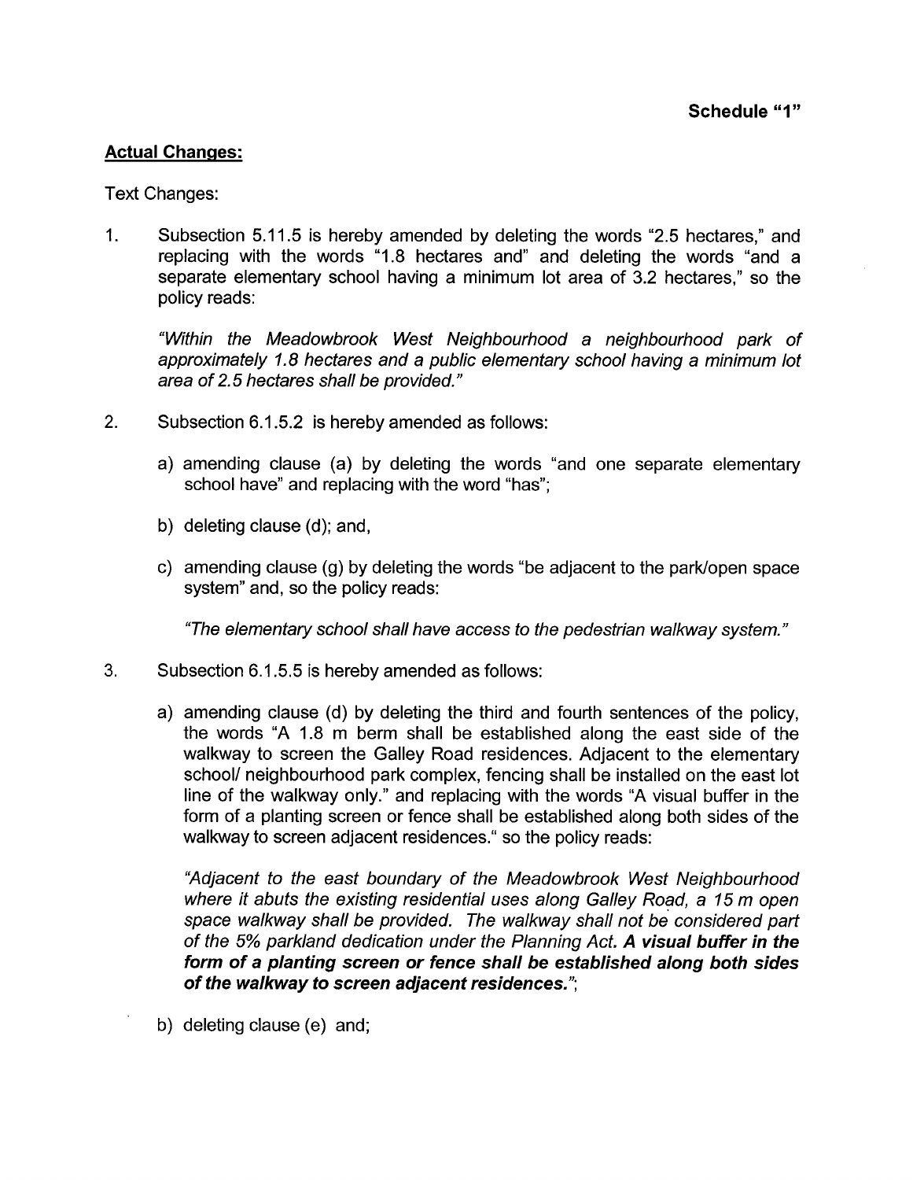**Schedule "1"**

**Actual Changes:**

Text Changes:

1. Subsection 5.11.5 is hereby amended by deleting the words "2.5 hectares," and replacing with the words "1.8 hectares and" and deleting the words "and a separate elementary school having a minimum lot area of 3.2 hectares," so the policy reads:

   *"Within the Meadowbrook West Neighbourhood a neighbourhood park of approximately 1.8 hectares and a public elementary school having a minimum lot area of 2.5 hectares shall be provided."*

2. Subsection 6.1.5.2 is hereby amended as follows:

   a) amending clause (a) by deleting the words "and one separate elementary school have" and replacing with the word "has";

   b) deleting clause (d); and,

   c) amending clause (g) by deleting the words "be adjacent to the park/open space system" and, so the policy reads:

   *"The elementary school shall have access to the pedestrian walkway system."*

3. Subsection 6.1.5.5 is hereby amended as follows:

   a) amending clause (d) by deleting the third and fourth sentences of the policy, the words "A 1.8 m berm shall be established along the east side of the walkway to screen the Galley Road residences. Adjacent to the elementary school/ neighbourhood park complex, fencing shall be installed on the east lot line of the walkway only." and replacing with the words "A visual buffer in the form of a planting screen or fence shall be established along both sides of the walkway to screen adjacent residences." so the policy reads:

   *"Adjacent to the east boundary of the Meadowbrook West Neighbourhood where it abuts the existing residential uses along Galley Road, a 15 m open space walkway shall be provided. The walkway shall not be considered part of the 5% parkland dedication under the Planning Act.* ***A visual buffer in the form of a planting screen or fence shall be established along both sides of the walkway to screen adjacent residences.****";*

   b) deleting clause (e) and;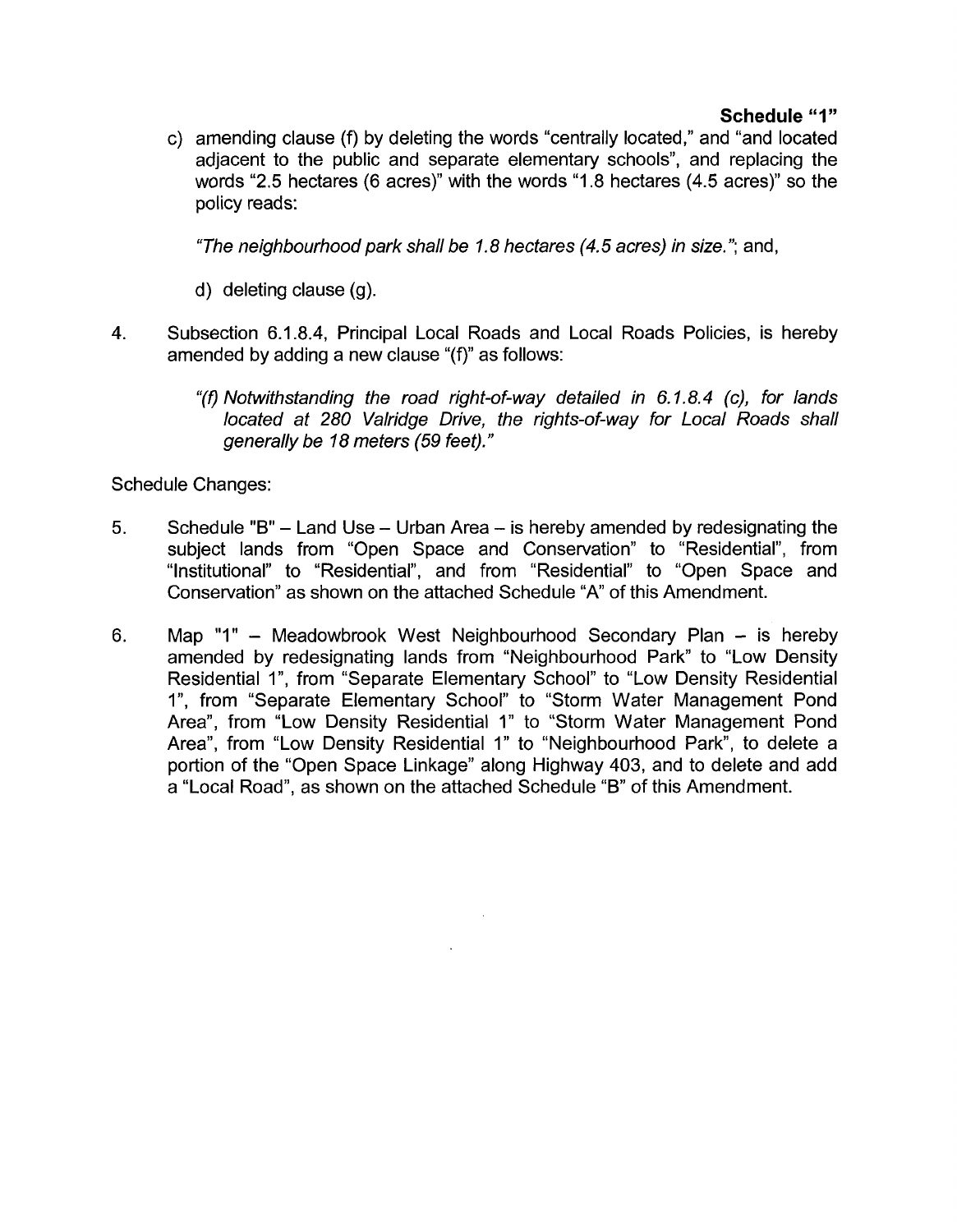**Schedule "1"**

c) amending clause (f) by deleting the words "centrally located," and "and located adjacent to the public and separate elementary schools", and replacing the words "2.5 hectares (6 acres)" with the words "1.8 hectares (4.5 acres)" so the policy reads:

*"The neighbourhood park shall be 1.8 hectares (4.5 acres) in size."*; and,

d) deleting clause (g).

4. Subsection 6.1.8.4, Principal Local Roads and Local Roads Policies, is hereby amended by adding a new clause "(f)" as follows:

*"(f) Notwithstanding the road right-of-way detailed in 6.1.8.4 (c), for lands located at 280 Valridge Drive, the rights-of-way for Local Roads shall generally be 18 meters (59 feet)."*

Schedule Changes:

5. Schedule "B" – Land Use – Urban Area – is hereby amended by redesignating the subject lands from "Open Space and Conservation" to "Residential", from "Institutional" to "Residential", and from "Residential" to "Open Space and Conservation" as shown on the attached Schedule "A" of this Amendment.

6. Map "1" – Meadowbrook West Neighbourhood Secondary Plan – is hereby amended by redesignating lands from "Neighbourhood Park" to "Low Density Residential 1", from "Separate Elementary School" to "Low Density Residential 1", from "Separate Elementary School" to "Storm Water Management Pond Area", from "Low Density Residential 1" to "Storm Water Management Pond Area", from "Low Density Residential 1" to "Neighbourhood Park", to delete a portion of the "Open Space Linkage" along Highway 403, and to delete and add a "Local Road", as shown on the attached Schedule "B" of this Amendment.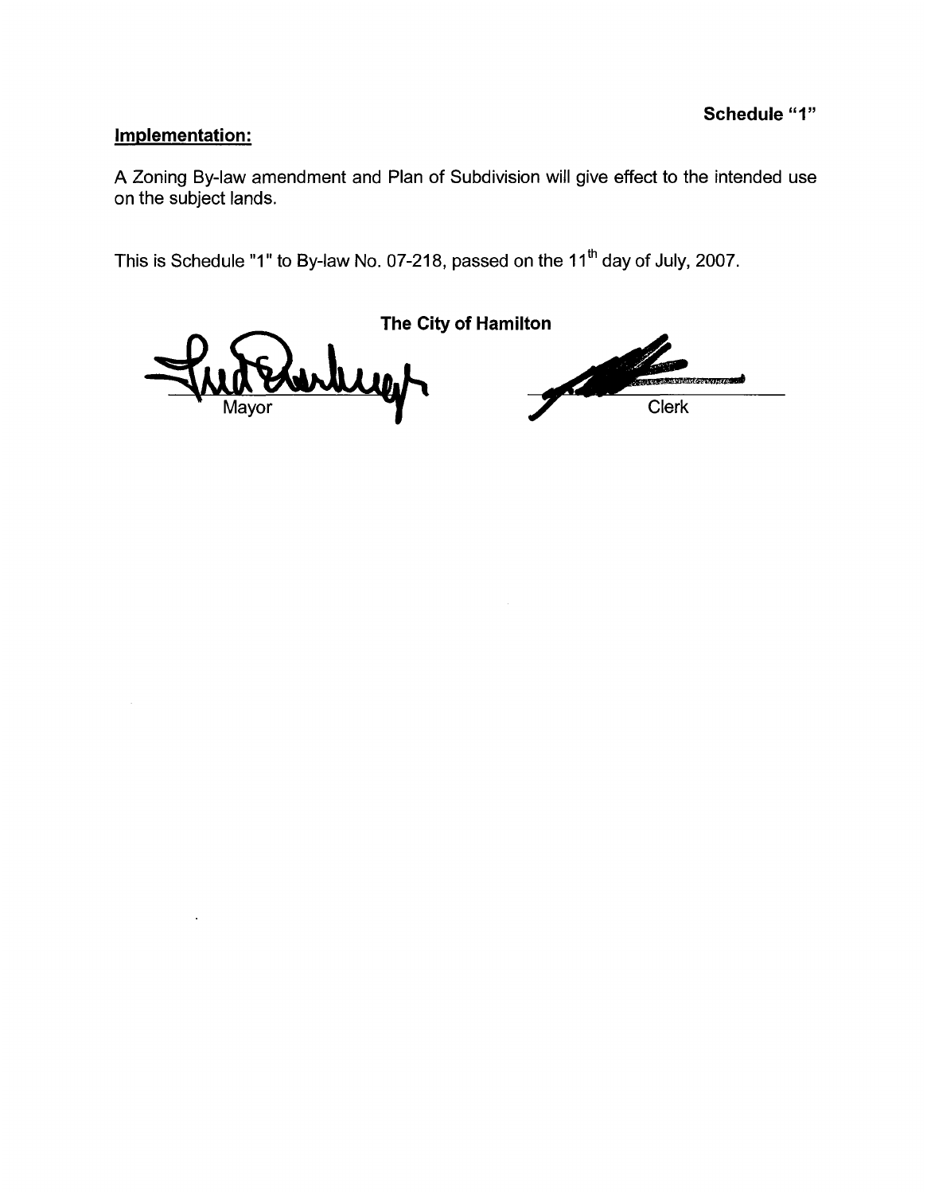**Schedule "1"**

**Implementation:**

A Zoning By-law amendment and Plan of Subdivision will give effect to the intended use on the subject lands.

This is Schedule "1" to By-law No. 07-218, passed on the 11th day of July, 2007.

**The City of Hamilton**

Mayor

Clerk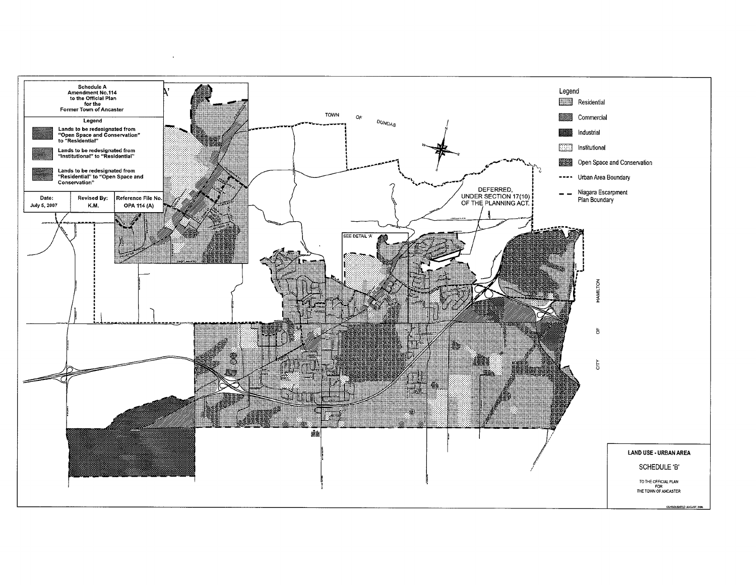**Schedule A**
**Amendment No.114**
**to the Official Plan**
**for the**
**Former Town of Ancaster**

**Legend**

- Lands to be redesignated from "Open Space and Conservation" to "Residential"
- Lands to be redesignated from "Institutional" to "Residential"
- Lands to be redesignated from "Residential" to "Open Space and Conservation"

| Date: | Revised By: | Reference File No. |
| --- | --- | --- |
| July 5, 2007 | K.M. | OPA 114 (A) |

TOWN OF DUNDAS

SEE DETAIL 'A'

DEFERRED, UNDER SECTION 17(10) OF THE PLANNING ACT.

CITY OF HAMILTON

**Legend**

- Residential
- Commercial
- Industrial
- Institutional
- Open Space and Conservation
- Urban Area Boundary
- Niagara Escarpment Plan Boundary

**LAND USE - URBAN AREA**

SCHEDULE 'B'

TO THE OFFICIAL PLAN FOR THE TOWN OF ANCASTER

CONSOLIDATED AUGUST 2006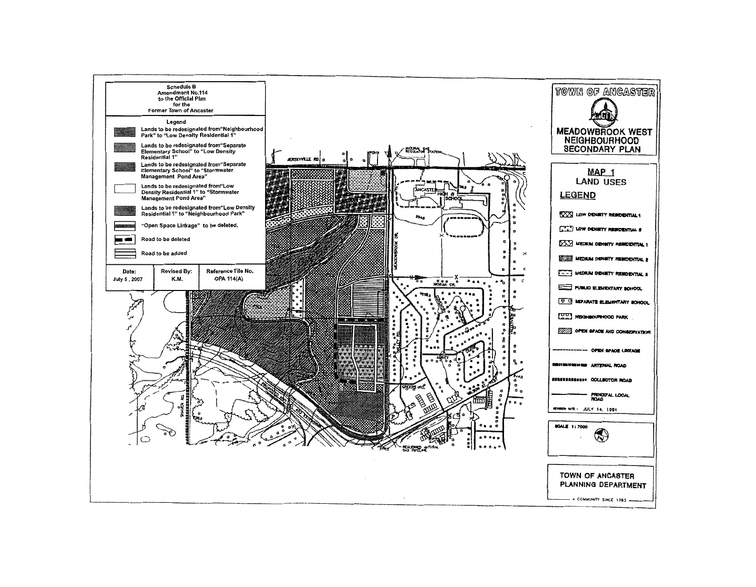**Schedule B**
**Amendment No.114**
**to the Official Plan**
**for the**
**Former Town of Ancaster**

**Legend**

- Lands to be redesignated from "Neighbourhood Park" to "Low Density Residential 1"
- Lands to be redesignated from "Separate Elementary School" to "Low Density Residential 1"
- Lands to be redesignated from "Separate Elementary School" to "Stormwater Management Pond Area"
- Lands to be redesignated from "Low Density Residential 1" to "Stormwater Management Pond Area"
- Lands to be redesignated from "Low Density Residential 1" to "Neighbourhood Park"
- "Open Space Linkage" to be deleted.
- Road to be deleted
- Road to be added

| Date: | Revised By: | Reference File No. |
|---|---|---|
| July 5, 2007 | K.M. | OPA 114(A) |

# TOWN OF ANCASTER

## MEADOWBROOK WEST NEIGHBOURHOOD SECONDARY PLAN

## MAP 1
## LAND USES

### LEGEND

- LOW DENSITY RESIDENTIAL 1
- LOW DENSITY RESIDENTIAL 2
- MEDIUM DENSITY RESIDENTIAL 1
- MEDIUM DENSITY RESIDENTIAL 2
- MEDIUM DENSITY RESIDENTIAL 3
- PUBLIC ELEMENTARY SCHOOL
- SEPARATE ELEMENTARY SCHOOL
- NEIGHBOURHOOD PARK
- OPEN SPACE AND CONSERVATION
- OPEN SPACE LINKAGE
- ARTERIAL ROAD
- COLLECTOR ROAD
- PRINCIPAL LOCAL ROAD

REVISION DATE: JULY 14, 1994

SCALE 1:7000

TOWN OF ANCASTER
PLANNING DEPARTMENT

A COMMUNITY SINCE 1793

JERSEYVILLE RD

NATURAL GAS REGULATOR STATION

ANCASTER HIGH SCHOOL

MEADOWBROOK DR.

NORMA CR.

ABBEY

SPEERS CRES.

WILSON ST. WEST

SHAVER RD.

PROPOSED ... EXTENSION

REALIGNED NATURAL GAS PIPELINE